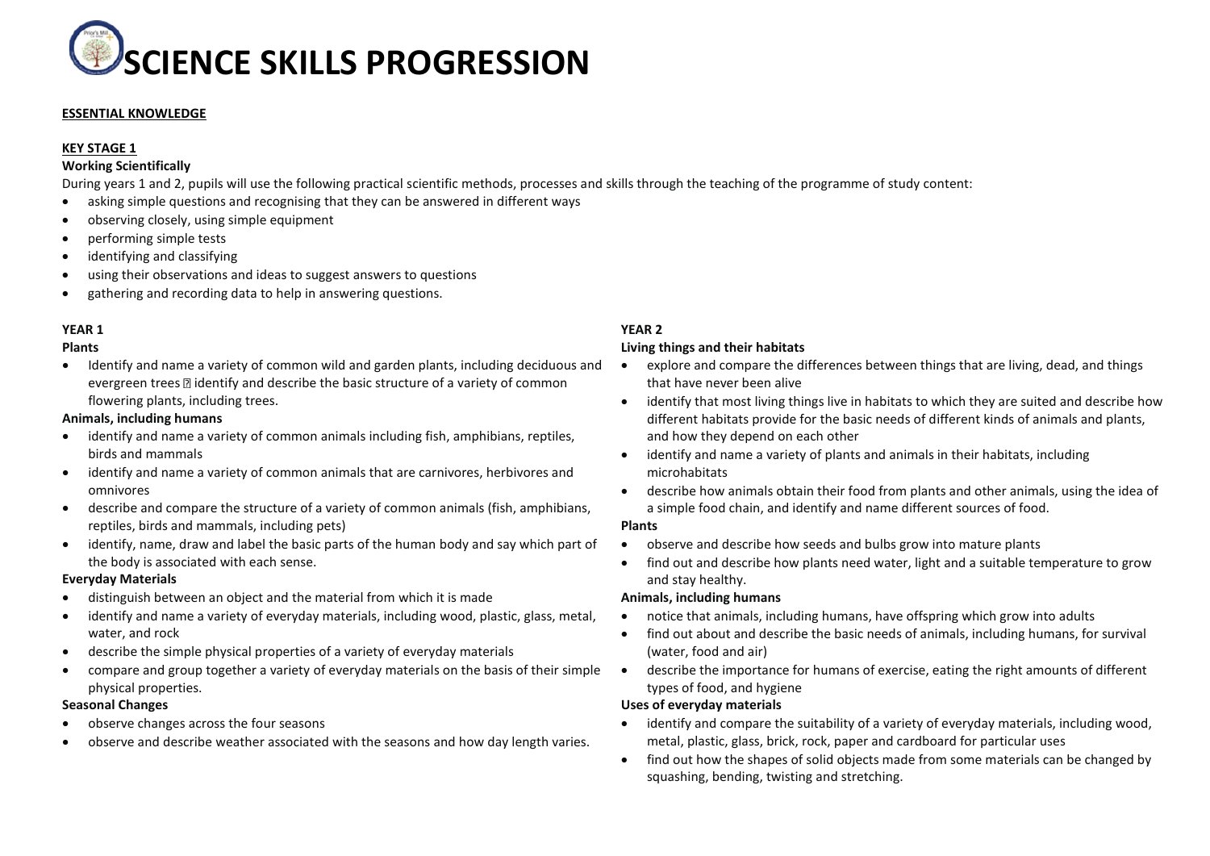# SCIENCE SKILLS PROGRESSION

**ESSENTIAL KNOWLEDGE**

**KEY STAGE 1**

**Working Scientifically**

During years 1 and 2, pupils will use the following practical scientific methods, processes and skills through the teaching of the programme of study content:

- asking simple questions and recognising that they can be answered in different ways
- observing closely, using simple equipment
- performing simple tests
- identifying and classifying
- using their observations and ideas to suggest answers to questions
- gathering and recording data to help in answering questions.

**YEAR 1**

**Plants**

- Identify and name a variety of common wild and garden plants, including deciduous and evergreen trees  identify and describe the basic structure of a variety of common flowering plants, including trees.

**Animals, including humans**

- identify and name a variety of common animals including fish, amphibians, reptiles, birds and mammals
- identify and name a variety of common animals that are carnivores, herbivores and omnivores
- describe and compare the structure of a variety of common animals (fish, amphibians, reptiles, birds and mammals, including pets)
- identify, name, draw and label the basic parts of the human body and say which part of the body is associated with each sense.

**Everyday Materials**

- distinguish between an object and the material from which it is made
- identify and name a variety of everyday materials, including wood, plastic, glass, metal, water, and rock
- describe the simple physical properties of a variety of everyday materials
- compare and group together a variety of everyday materials on the basis of their simple physical properties.

**Seasonal Changes**

- observe changes across the four seasons
- observe and describe weather associated with the seasons and how day length varies.

**YEAR 2**

**Living things and their habitats**

- explore and compare the differences between things that are living, dead, and things that have never been alive
- identify that most living things live in habitats to which they are suited and describe how different habitats provide for the basic needs of different kinds of animals and plants, and how they depend on each other
- identify and name a variety of plants and animals in their habitats, including microhabitats
- describe how animals obtain their food from plants and other animals, using the idea of a simple food chain, and identify and name different sources of food.

**Plants**

- observe and describe how seeds and bulbs grow into mature plants
- find out and describe how plants need water, light and a suitable temperature to grow and stay healthy.

**Animals, including humans**

- notice that animals, including humans, have offspring which grow into adults
- find out about and describe the basic needs of animals, including humans, for survival (water, food and air)
- describe the importance for humans of exercise, eating the right amounts of different types of food, and hygiene

**Uses of everyday materials**

- identify and compare the suitability of a variety of everyday materials, including wood, metal, plastic, glass, brick, rock, paper and cardboard for particular uses
- find out how the shapes of solid objects made from some materials can be changed by squashing, bending, twisting and stretching.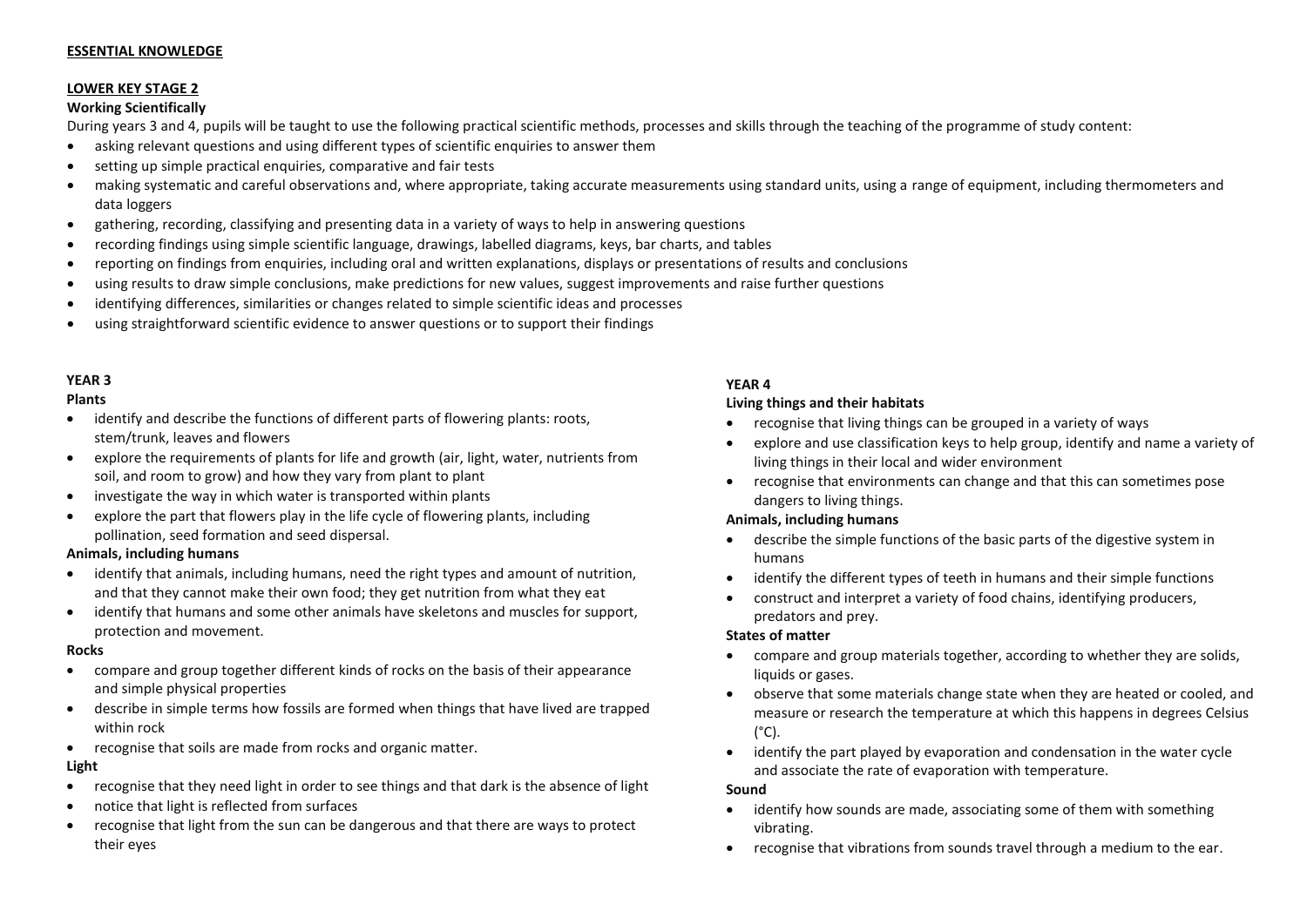**ESSENTIAL KNOWLEDGE**

**LOWER KEY STAGE 2**

**Working Scientifically**

During years 3 and 4, pupils will be taught to use the following practical scientific methods, processes and skills through the teaching of the programme of study content:

- asking relevant questions and using different types of scientific enquiries to answer them
- setting up simple practical enquiries, comparative and fair tests
- making systematic and careful observations and, where appropriate, taking accurate measurements using standard units, using a range of equipment, including thermometers and data loggers
- gathering, recording, classifying and presenting data in a variety of ways to help in answering questions
- recording findings using simple scientific language, drawings, labelled diagrams, keys, bar charts, and tables
- reporting on findings from enquiries, including oral and written explanations, displays or presentations of results and conclusions
- using results to draw simple conclusions, make predictions for new values, suggest improvements and raise further questions
- identifying differences, similarities or changes related to simple scientific ideas and processes
- using straightforward scientific evidence to answer questions or to support their findings

**YEAR 3**

**Plants**

- identify and describe the functions of different parts of flowering plants: roots, stem/trunk, leaves and flowers
- explore the requirements of plants for life and growth (air, light, water, nutrients from soil, and room to grow) and how they vary from plant to plant
- investigate the way in which water is transported within plants
- explore the part that flowers play in the life cycle of flowering plants, including pollination, seed formation and seed dispersal.

**Animals, including humans**

- identify that animals, including humans, need the right types and amount of nutrition, and that they cannot make their own food; they get nutrition from what they eat
- identify that humans and some other animals have skeletons and muscles for support, protection and movement.

**Rocks**

- compare and group together different kinds of rocks on the basis of their appearance and simple physical properties
- describe in simple terms how fossils are formed when things that have lived are trapped within rock
- recognise that soils are made from rocks and organic matter.

**Light**

- recognise that they need light in order to see things and that dark is the absence of light
- notice that light is reflected from surfaces
- recognise that light from the sun can be dangerous and that there are ways to protect their eyes

**YEAR 4**

**Living things and their habitats**

- recognise that living things can be grouped in a variety of ways
- explore and use classification keys to help group, identify and name a variety of living things in their local and wider environment
- recognise that environments can change and that this can sometimes pose dangers to living things.

**Animals, including humans**

- describe the simple functions of the basic parts of the digestive system in humans
- identify the different types of teeth in humans and their simple functions
- construct and interpret a variety of food chains, identifying producers, predators and prey.

**States of matter**

- compare and group materials together, according to whether they are solids, liquids or gases.
- observe that some materials change state when they are heated or cooled, and measure or research the temperature at which this happens in degrees Celsius (°C).
- identify the part played by evaporation and condensation in the water cycle and associate the rate of evaporation with temperature.

**Sound**

- identify how sounds are made, associating some of them with something vibrating.
- recognise that vibrations from sounds travel through a medium to the ear.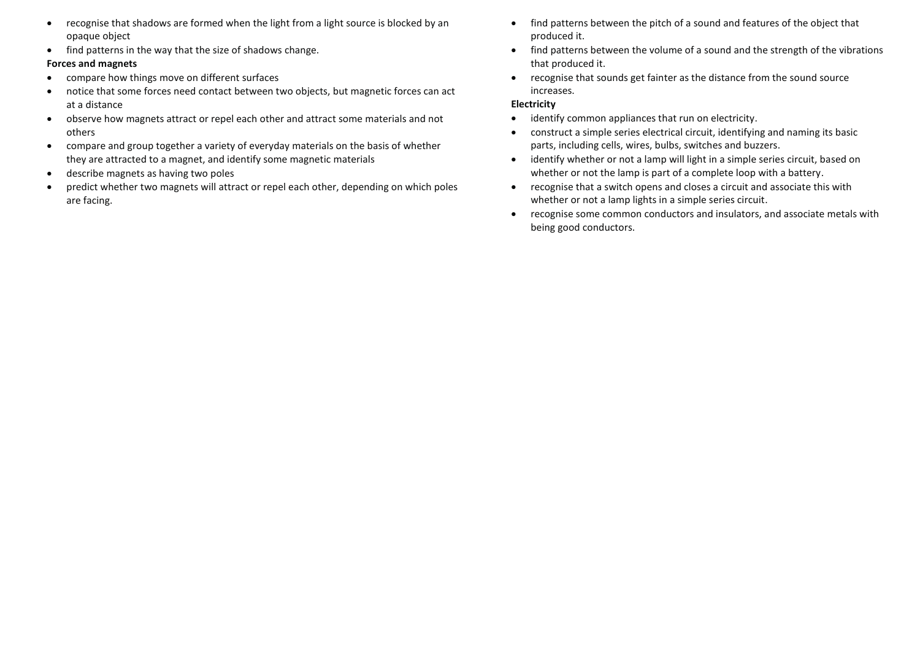- recognise that shadows are formed when the light from a light source is blocked by an opaque object
- find patterns in the way that the size of shadows change.

**Forces and magnets**

- compare how things move on different surfaces
- notice that some forces need contact between two objects, but magnetic forces can act at a distance
- observe how magnets attract or repel each other and attract some materials and not others
- compare and group together a variety of everyday materials on the basis of whether they are attracted to a magnet, and identify some magnetic materials
- describe magnets as having two poles
- predict whether two magnets will attract or repel each other, depending on which poles are facing.

- find patterns between the pitch of a sound and features of the object that produced it.
- find patterns between the volume of a sound and the strength of the vibrations that produced it.
- recognise that sounds get fainter as the distance from the sound source increases.

**Electricity**

- identify common appliances that run on electricity.
- construct a simple series electrical circuit, identifying and naming its basic parts, including cells, wires, bulbs, switches and buzzers.
- identify whether or not a lamp will light in a simple series circuit, based on whether or not the lamp is part of a complete loop with a battery.
- recognise that a switch opens and closes a circuit and associate this with whether or not a lamp lights in a simple series circuit.
- recognise some common conductors and insulators, and associate metals with being good conductors.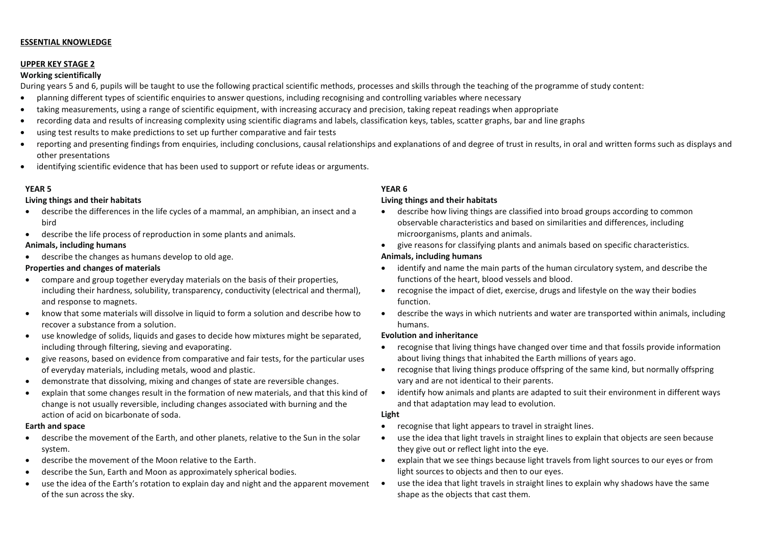**ESSENTIAL KNOWLEDGE**

**UPPER KEY STAGE 2**

**Working scientifically**

During years 5 and 6, pupils will be taught to use the following practical scientific methods, processes and skills through the teaching of the programme of study content:

- planning different types of scientific enquiries to answer questions, including recognising and controlling variables where necessary
- taking measurements, using a range of scientific equipment, with increasing accuracy and precision, taking repeat readings when appropriate
- recording data and results of increasing complexity using scientific diagrams and labels, classification keys, tables, scatter graphs, bar and line graphs
- using test results to make predictions to set up further comparative and fair tests
- reporting and presenting findings from enquiries, including conclusions, causal relationships and explanations of and degree of trust in results, in oral and written forms such as displays and other presentations
- identifying scientific evidence that has been used to support or refute ideas or arguments.

**YEAR 5**

**Living things and their habitats**

- describe the differences in the life cycles of a mammal, an amphibian, an insect and a bird
- describe the life process of reproduction in some plants and animals.

**Animals, including humans**

- describe the changes as humans develop to old age.

**Properties and changes of materials**

- compare and group together everyday materials on the basis of their properties, including their hardness, solubility, transparency, conductivity (electrical and thermal), and response to magnets.
- know that some materials will dissolve in liquid to form a solution and describe how to recover a substance from a solution.
- use knowledge of solids, liquids and gases to decide how mixtures might be separated, including through filtering, sieving and evaporating.
- give reasons, based on evidence from comparative and fair tests, for the particular uses of everyday materials, including metals, wood and plastic.
- demonstrate that dissolving, mixing and changes of state are reversible changes.
- explain that some changes result in the formation of new materials, and that this kind of change is not usually reversible, including changes associated with burning and the action of acid on bicarbonate of soda.

**Earth and space**

- describe the movement of the Earth, and other planets, relative to the Sun in the solar system.
- describe the movement of the Moon relative to the Earth.
- describe the Sun, Earth and Moon as approximately spherical bodies.
- use the idea of the Earth's rotation to explain day and night and the apparent movement of the sun across the sky.

**YEAR 6**

**Living things and their habitats**

- describe how living things are classified into broad groups according to common observable characteristics and based on similarities and differences, including microorganisms, plants and animals.
- give reasons for classifying plants and animals based on specific characteristics.

**Animals, including humans**

- identify and name the main parts of the human circulatory system, and describe the functions of the heart, blood vessels and blood.
- recognise the impact of diet, exercise, drugs and lifestyle on the way their bodies function.
- describe the ways in which nutrients and water are transported within animals, including humans.

**Evolution and inheritance**

- recognise that living things have changed over time and that fossils provide information about living things that inhabited the Earth millions of years ago.
- recognise that living things produce offspring of the same kind, but normally offspring vary and are not identical to their parents.
- identify how animals and plants are adapted to suit their environment in different ways and that adaptation may lead to evolution.

**Light**

- recognise that light appears to travel in straight lines.
- use the idea that light travels in straight lines to explain that objects are seen because they give out or reflect light into the eye.
- explain that we see things because light travels from light sources to our eyes or from light sources to objects and then to our eyes.
- use the idea that light travels in straight lines to explain why shadows have the same shape as the objects that cast them.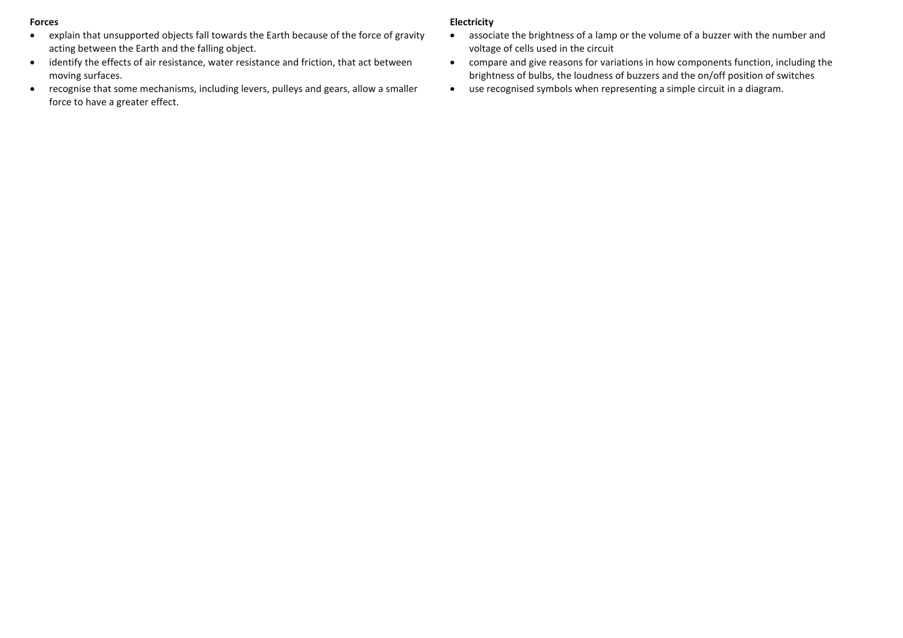**Forces**

- explain that unsupported objects fall towards the Earth because of the force of gravity acting between the Earth and the falling object.
- identify the effects of air resistance, water resistance and friction, that act between moving surfaces.
- recognise that some mechanisms, including levers, pulleys and gears, allow a smaller force to have a greater effect.

**Electricity**

- associate the brightness of a lamp or the volume of a buzzer with the number and voltage of cells used in the circuit
- compare and give reasons for variations in how components function, including the brightness of bulbs, the loudness of buzzers and the on/off position of switches
- use recognised symbols when representing a simple circuit in a diagram.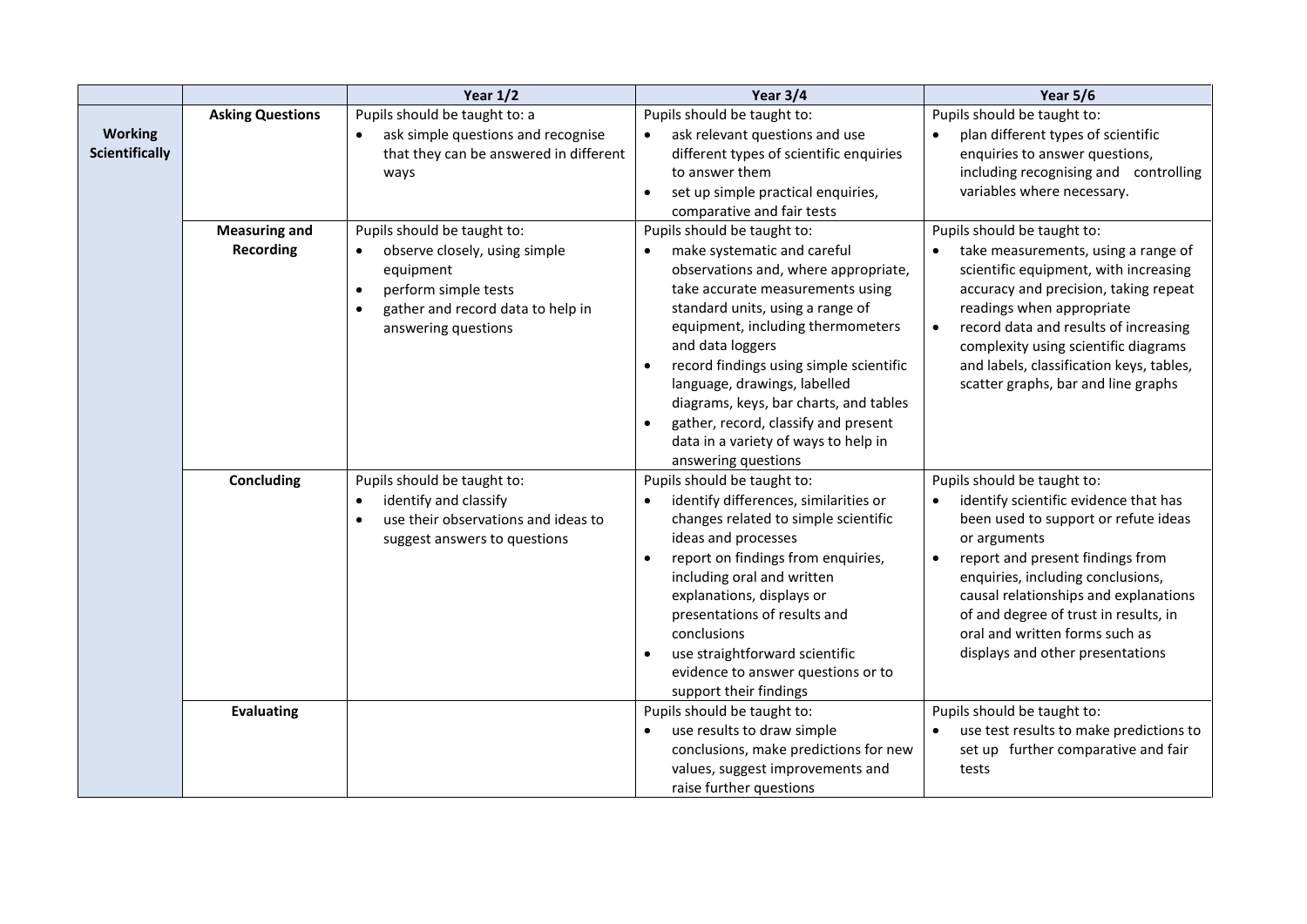| | | Year 1/2 | Year 3/4 | Year 5/6 |
|---|---|---|---|---|
| **Working Scientifically** | **Asking Questions** | Pupils should be taught to: a<br>• ask simple questions and recognise that they can be answered in different ways | Pupils should be taught to:<br>• ask relevant questions and use different types of scientific enquiries to answer them<br>• set up simple practical enquiries, comparative and fair tests | Pupils should be taught to:<br>• plan different types of scientific enquiries to answer questions, including recognising and controlling variables where necessary. |
| | **Measuring and Recording** | Pupils should be taught to:<br>• observe closely, using simple equipment<br>• perform simple tests<br>• gather and record data to help in answering questions | Pupils should be taught to:<br>• make systematic and careful observations and, where appropriate, take accurate measurements using standard units, using a range of equipment, including thermometers and data loggers<br>• record findings using simple scientific language, drawings, labelled diagrams, keys, bar charts, and tables<br>• gather, record, classify and present data in a variety of ways to help in answering questions | Pupils should be taught to:<br>• take measurements, using a range of scientific equipment, with increasing accuracy and precision, taking repeat readings when appropriate<br>• record data and results of increasing complexity using scientific diagrams and labels, classification keys, tables, scatter graphs, bar and line graphs |
| | **Concluding** | Pupils should be taught to:<br>• identify and classify<br>• use their observations and ideas to suggest answers to questions | Pupils should be taught to:<br>• identify differences, similarities or changes related to simple scientific ideas and processes<br>• report on findings from enquiries, including oral and written explanations, displays or presentations of results and conclusions<br>• use straightforward scientific evidence to answer questions or to support their findings | Pupils should be taught to:<br>• identify scientific evidence that has been used to support or refute ideas or arguments<br>• report and present findings from enquiries, including conclusions, causal relationships and explanations of and degree of trust in results, in oral and written forms such as displays and other presentations |
| | **Evaluating** | | Pupils should be taught to:<br>• use results to draw simple conclusions, make predictions for new values, suggest improvements and raise further questions | Pupils should be taught to:<br>• use test results to make predictions to set up further comparative and fair tests |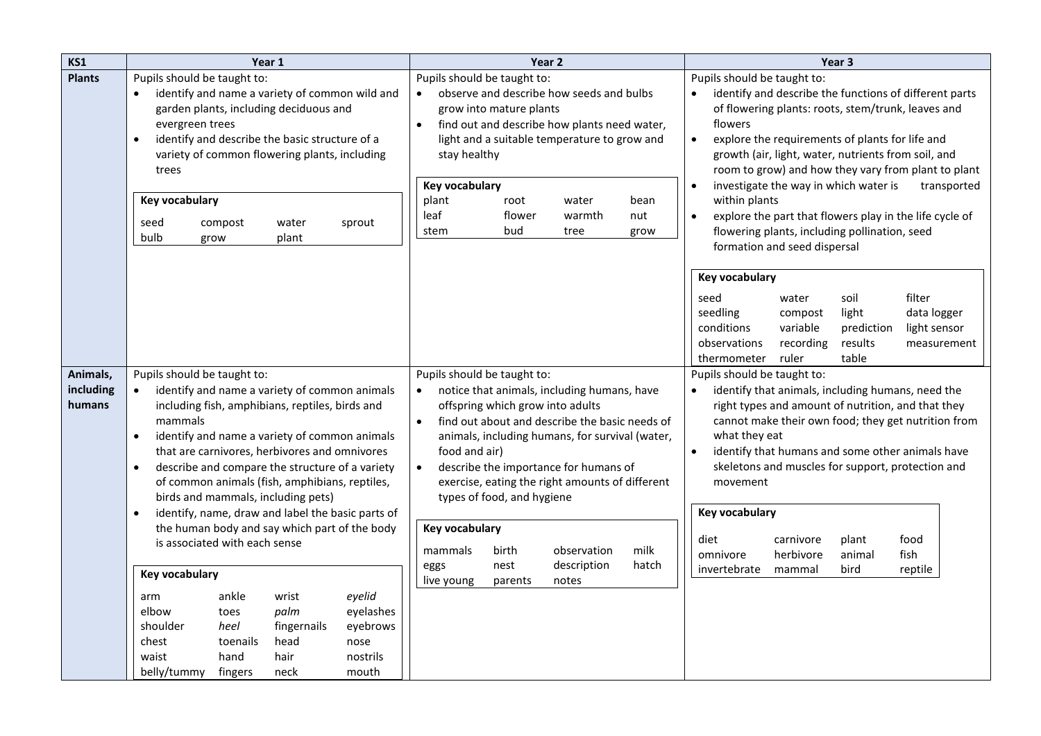| KS1 | Year 1 | Year 2 | Year 3 |
|---|---|---|---|
| **Plants** | Pupils should be taught to:<br>• identify and name a variety of common wild and garden plants, including deciduous and evergreen trees<br>• identify and describe the basic structure of a variety of common flowering plants, including trees<br><br>**Key vocabulary**<br>seed, compost, water, sprout, bulb, grow, plant | Pupils should be taught to:<br>• observe and describe how seeds and bulbs grow into mature plants<br>• find out and describe how plants need water, light and a suitable temperature to grow and stay healthy<br><br>**Key vocabulary**<br>plant, root, water, bean, leaf, flower, warmth, nut, stem, bud, tree, grow | Pupils should be taught to:<br>• identify and describe the functions of different parts of flowering plants: roots, stem/trunk, leaves and flowers<br>• explore the requirements of plants for life and growth (air, light, water, nutrients from soil, and room to grow) and how they vary from plant to plant<br>• investigate the way in which water is transported within plants<br>• explore the part that flowers play in the life cycle of flowering plants, including pollination, seed formation and seed dispersal<br><br>**Key vocabulary**<br>seed, water, soil, filter, seedling, compost, light, data logger, conditions, variable, prediction, light sensor, observations, recording, results, measurement, thermometer, ruler, table |
| **Animals, including humans** | Pupils should be taught to:<br>• identify and name a variety of common animals including fish, amphibians, reptiles, birds and mammals<br>• identify and name a variety of common animals that are carnivores, herbivores and omnivores<br>• describe and compare the structure of a variety of common animals (fish, amphibians, reptiles, birds and mammals, including pets)<br>• identify, name, draw and label the basic parts of the human body and say which part of the body is associated with each sense<br><br>**Key vocabulary**<br>arm, ankle, wrist, *eyelid*, elbow, toes, *palm*, eyelashes, shoulder, *heel*, fingernails, eyebrows, chest, toenails, head, nose, waist, hand, hair, nostrils, belly/tummy, fingers, neck, mouth | Pupils should be taught to:<br>• notice that animals, including humans, have offspring which grow into adults<br>• find out about and describe the basic needs of animals, including humans, for survival (water, food and air)<br>• describe the importance for humans of exercise, eating the right amounts of different types of food, and hygiene<br><br>**Key vocabulary**<br>mammals, birth, observation, milk, eggs, nest, description, hatch, live young, parents, notes | Pupils should be taught to:<br>• identify that animals, including humans, need the right types and amount of nutrition, and that they cannot make their own food; they get nutrition from what they eat<br>• identify that humans and some other animals have skeletons and muscles for support, protection and movement<br><br>**Key vocabulary**<br>diet, carnivore, plant, food, omnivore, herbivore, animal, fish, invertebrate, mammal, bird, reptile |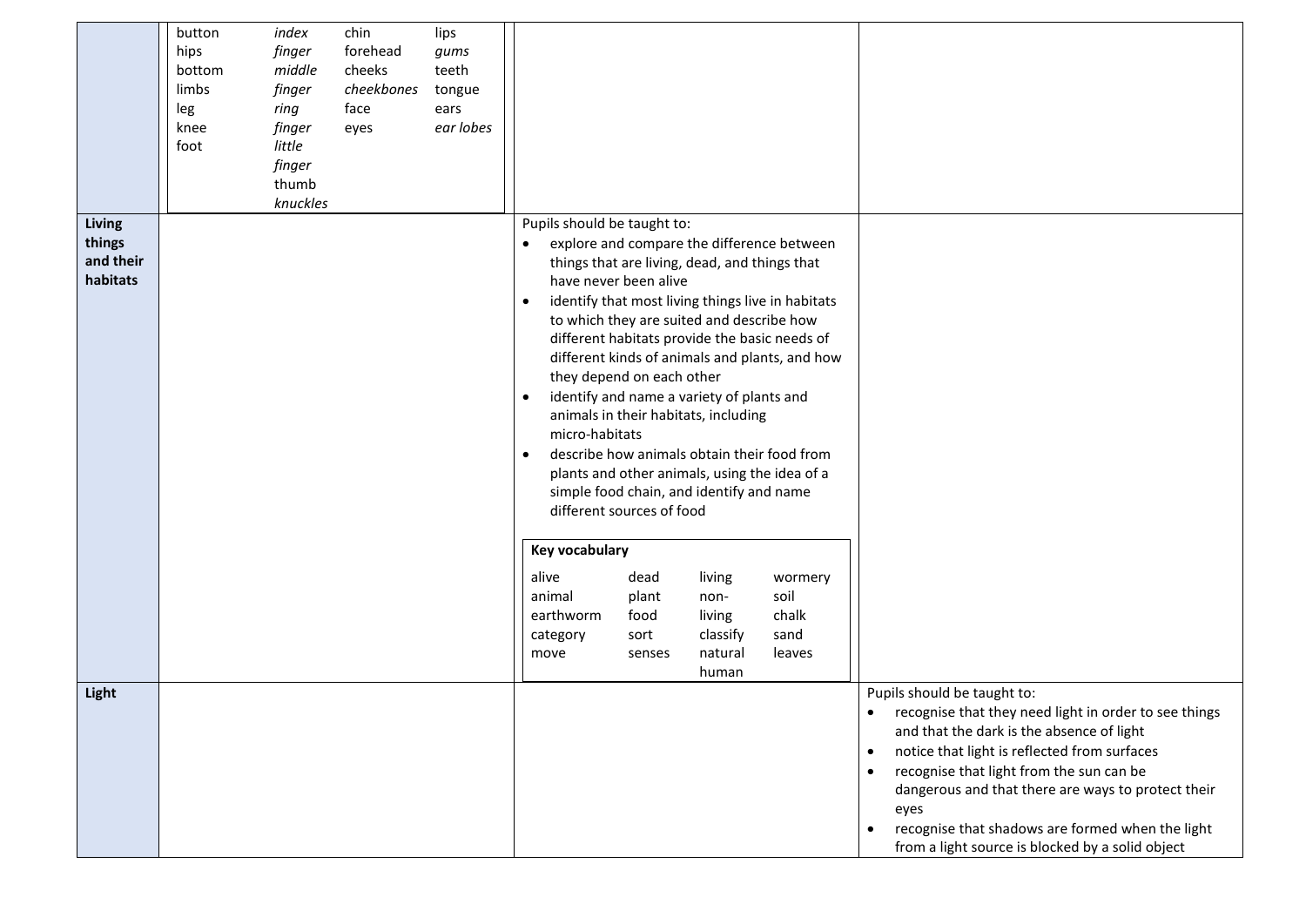| | | | |
|---|---|---|---|
| | button<br>hips<br>bottom<br>limbs<br>leg<br>knee<br>foot<br><br>*index finger*<br>*middle finger*<br>*ring finger*<br>*little finger*<br>thumb<br>*knuckles*<br><br>chin<br>forehead<br>cheeks<br>*cheekbones*<br>face<br>eyes<br><br>lips<br>*gums*<br>teeth<br>tongue<br>ears<br>*ear lobes* | | |
| **Living things and their habitats** | | Pupils should be taught to:<br>• explore and compare the difference between things that are living, dead, and things that have never been alive<br>• identify that most living things live in habitats to which they are suited and describe how different habitats provide the basic needs of different kinds of animals and plants, and how they depend on each other<br>• identify and name a variety of plants and animals in their habitats, including micro-habitats<br>• describe how animals obtain their food from plants and other animals, using the idea of a simple food chain, and identify and name different sources of food<br><br>**Key vocabulary**<br>alive, animal, earthworm, category, move<br>dead, plant, food, sort, senses<br>living, non-living, classify, natural, human<br>wormery, soil, chalk, sand, leaves | |
| **Light** | | | Pupils should be taught to:<br>• recognise that they need light in order to see things and that the dark is the absence of light<br>• notice that light is reflected from surfaces<br>• recognise that light from the sun can be dangerous and that there are ways to protect their eyes<br>• recognise that shadows are formed when the light from a light source is blocked by a solid object |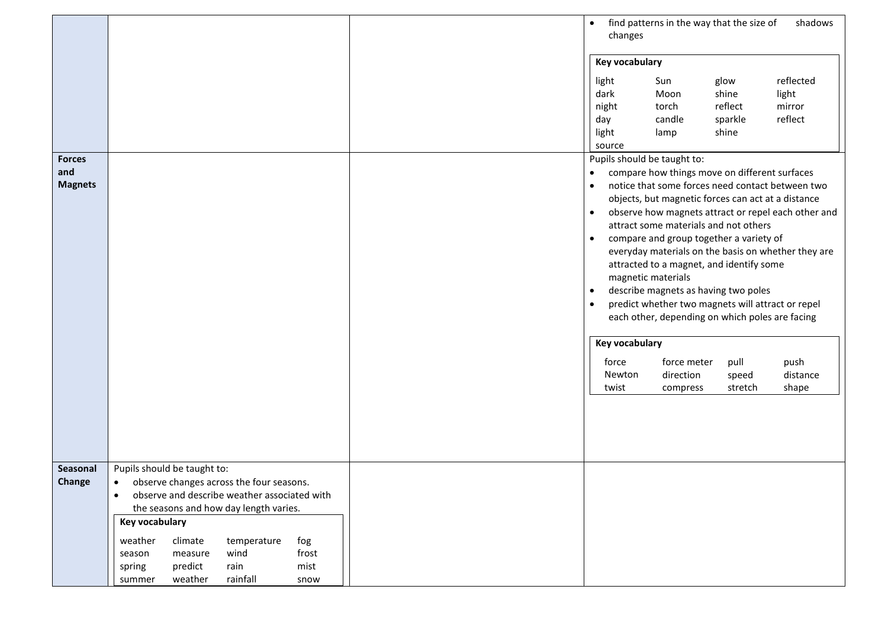| | | | |
|---|---|---|---|
| | | | • find patterns in the way that the size of shadows changes<br><br>**Key vocabulary**<br>light, dark, night, day, light source, Sun, Moon, torch, candle, lamp, glow, shine, reflect, sparkle, shine, reflected light, mirror, reflect |
| **Forces and Magnets** | | | Pupils should be taught to:<br>• compare how things move on different surfaces<br>• notice that some forces need contact between two objects, but magnetic forces can act at a distance<br>• observe how magnets attract or repel each other and attract some materials and not others<br>• compare and group together a variety of everyday materials on the basis on whether they are attracted to a magnet, and identify some magnetic materials<br>• describe magnets as having two poles<br>• predict whether two magnets will attract or repel each other, depending on which poles are facing<br><br>**Key vocabulary**<br>force, Newton, twist, force meter, direction, compress, pull, speed, stretch, push, distance, shape |
| **Seasonal Change** | Pupils should be taught to:<br>• observe changes across the four seasons.<br>• observe and describe weather associated with the seasons and how day length varies.<br><br>**Key vocabulary**<br>weather, season, spring, summer, climate, measure, predict, weather, temperature, wind, rain, rainfall, fog, frost, mist, snow | | |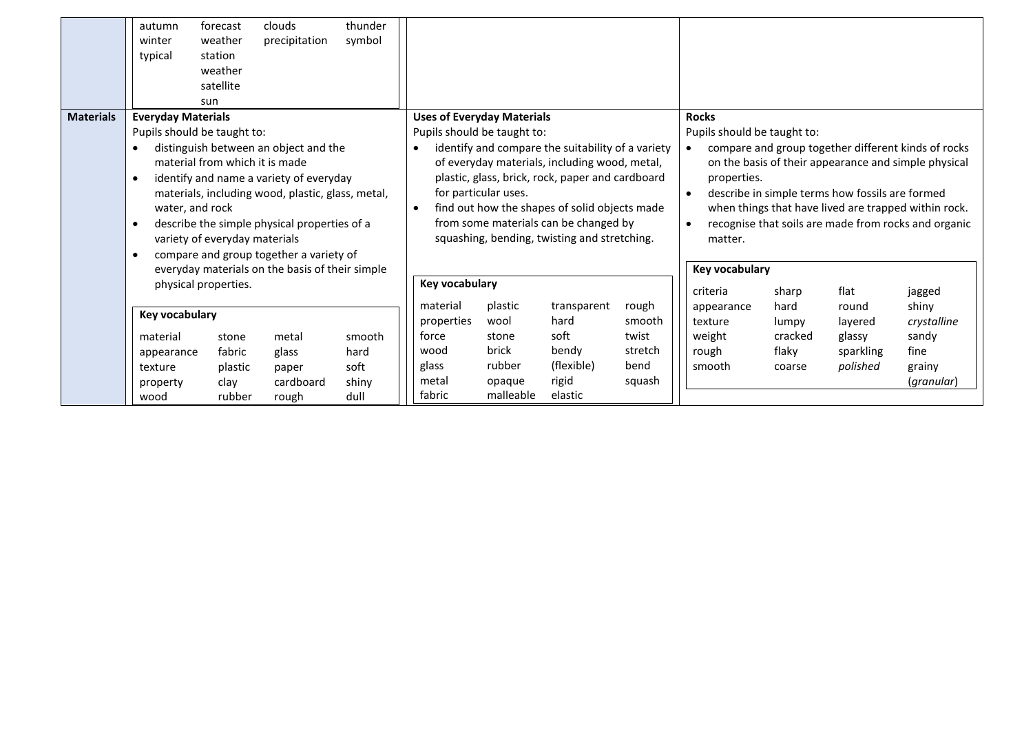| | | | |
|---|---|---|---|
| | autumn, winter, typical, forecast, weather station, weather satellite, sun, clouds, precipitation, thunder, symbol | | |
| **Materials** | **Everyday Materials**<br>Pupils should be taught to:<br>• distinguish between an object and the material from which it is made<br>• identify and name a variety of everyday materials, including wood, plastic, glass, metal, water, and rock<br>• describe the simple physical properties of a variety of everyday materials<br>• compare and group together a variety of everyday materials on the basis of their simple physical properties.<br><br>**Key vocabulary**<br>material, appearance, texture, property, wood, stone, fabric, plastic, clay, rubber, metal, glass, paper, cardboard, rough, smooth, hard, soft, shiny, dull | **Uses of Everyday Materials**<br>Pupils should be taught to:<br>• identify and compare the suitability of a variety of everyday materials, including wood, metal, plastic, glass, brick, rock, paper and cardboard for particular uses.<br>• find out how the shapes of solid objects made from some materials can be changed by squashing, bending, twisting and stretching.<br><br>**Key vocabulary**<br>material, properties, force, wood, glass, metal, fabric, plastic, wool, stone, brick, rubber, opaque, malleable, transparent, hard, soft, bendy, (flexible), rigid, elastic, rough, smooth, twist, stretch, bend, squash | **Rocks**<br>Pupils should be taught to:<br>• compare and group together different kinds of rocks on the basis of their appearance and simple physical properties.<br>• describe in simple terms how fossils are formed when things that have lived are trapped within rock.<br>• recognise that soils are made from rocks and organic matter.<br><br>**Key vocabulary**<br>criteria, appearance, texture, weight, rough, smooth, sharp, hard, lumpy, cracked, flaky, coarse, flat, round, layered, glassy, sparkling, *polished*, jagged, shiny, *crystalline*, sandy, fine, grainy (*granular*) |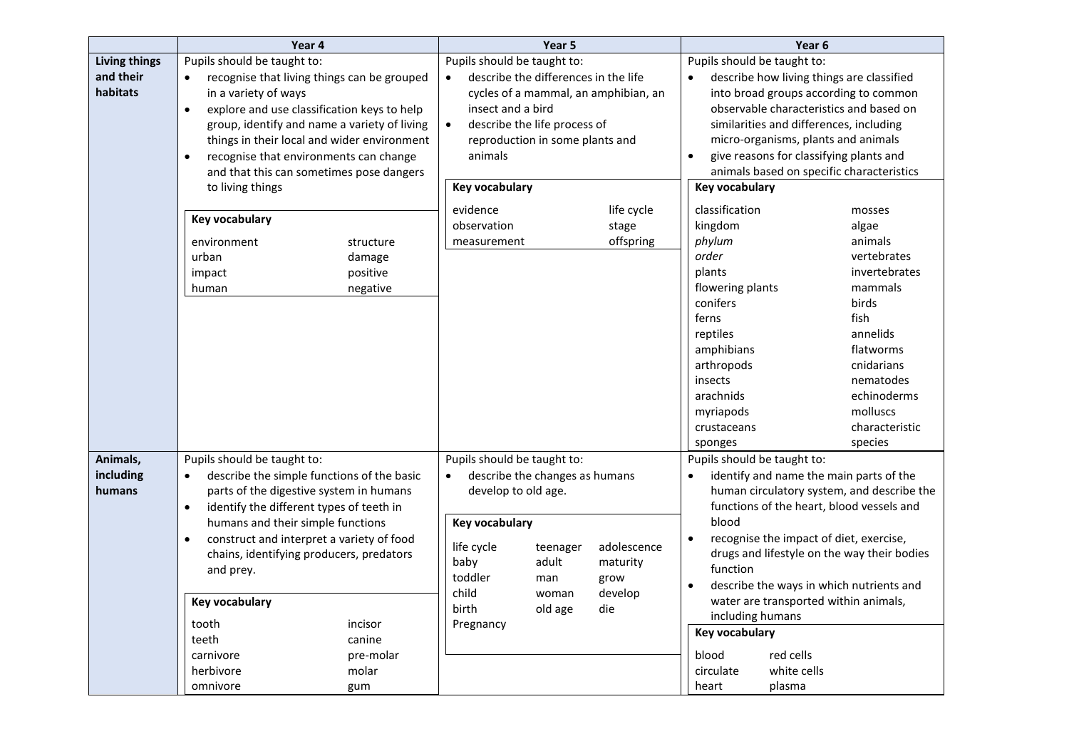| | Year 4 | Year 5 | Year 6 |
|---|---|---|---|
| **Living things and their habitats** | Pupils should be taught to:<br>• recognise that living things can be grouped in a variety of ways<br>• explore and use classification keys to help group, identify and name a variety of living things in their local and wider environment<br>• recognise that environments can change and that this can sometimes pose dangers to living things<br><br>**Key vocabulary**<br>environment, structure, urban, damage, impact, positive, human, negative | Pupils should be taught to:<br>• describe the differences in the life cycles of a mammal, an amphibian, an insect and a bird<br>• describe the life process of reproduction in some plants and animals<br><br>**Key vocabulary**<br>evidence, life cycle, observation, stage, measurement, offspring | Pupils should be taught to:<br>• describe how living things are classified into broad groups according to common observable characteristics and based on similarities and differences, including micro-organisms, plants and animals<br>• give reasons for classifying plants and animals based on specific characteristics<br><br>**Key vocabulary**<br>classification, mosses, kingdom, algae, *phylum*, animals, *order*, vertebrates, plants, invertebrates, flowering plants, mammals, conifers, birds, ferns, fish, reptiles, annelids, amphibians, flatworms, arthropods, cnidarians, insects, nematodes, arachnids, echinoderms, myriapods, molluscs, crustaceans, characteristic, sponges, species |
| **Animals, including humans** | Pupils should be taught to:<br>• describe the simple functions of the basic parts of the digestive system in humans<br>• identify the different types of teeth in humans and their simple functions<br>• construct and interpret a variety of food chains, identifying producers, predators and prey.<br><br>**Key vocabulary**<br>tooth, incisor, teeth, canine, carnivore, pre-molar, herbivore, molar, omnivore, gum | Pupils should be taught to:<br>• describe the changes as humans develop to old age.<br><br>**Key vocabulary**<br>life cycle, teenager, adolescence, baby, adult, maturity, toddler, man, grow, child, woman, develop, birth, old age, die, Pregnancy | Pupils should be taught to:<br>• identify and name the main parts of the human circulatory system, and describe the functions of the heart, blood vessels and blood<br>• recognise the impact of diet, exercise, drugs and lifestyle on the way their bodies function<br>• describe the ways in which nutrients and water are transported within animals, including humans<br><br>**Key vocabulary**<br>blood, red cells, circulate, white cells, heart, plasma |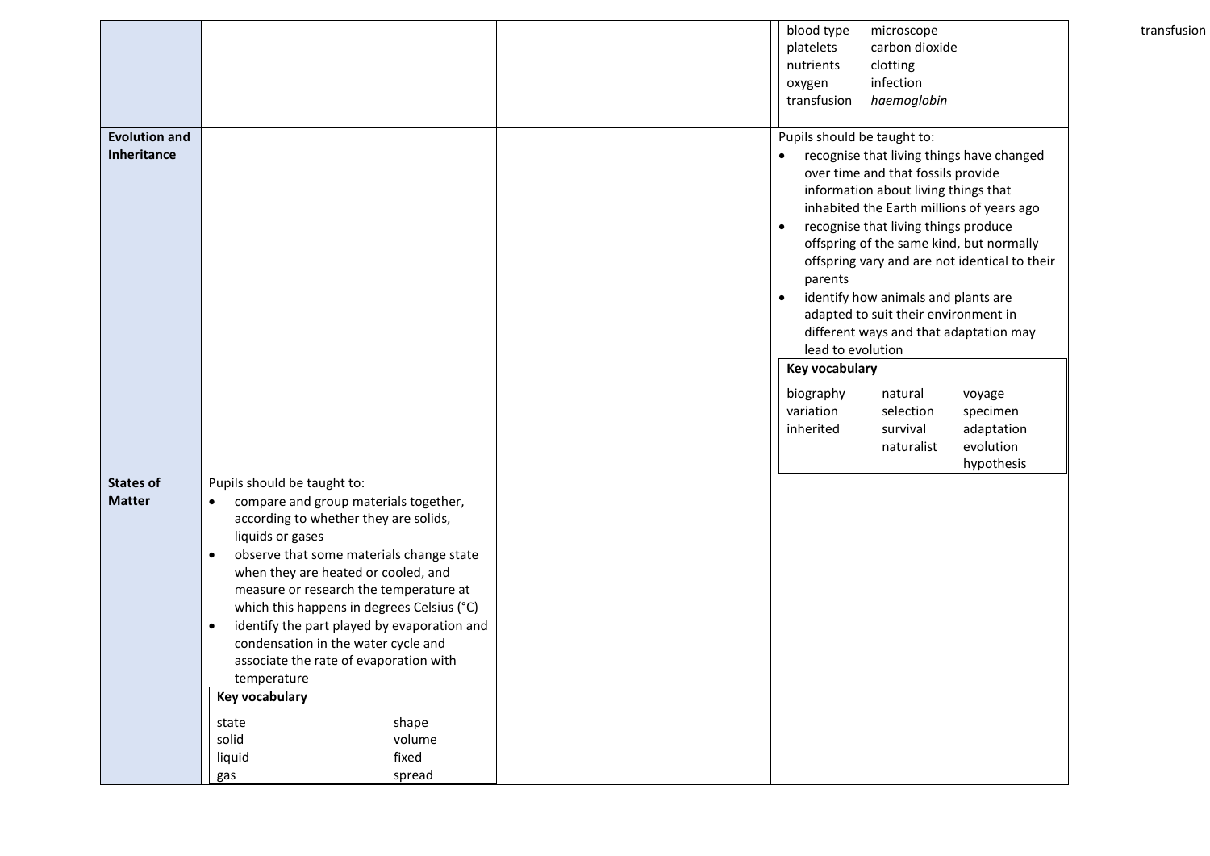| | | | | |
|---|---|---|---|---|
| | | | blood type<br>platelets<br>nutrients<br>oxygen<br>transfusion<br>microscope<br>carbon dioxide<br>clotting<br>infection<br>*haemoglobin* | transfusion |
| **Evolution and Inheritance** | | | Pupils should be taught to:<br>• recognise that living things have changed over time and that fossils provide information about living things that inhabited the Earth millions of years ago<br>• recognise that living things produce offspring of the same kind, but normally offspring vary and are not identical to their parents<br>• identify how animals and plants are adapted to suit their environment in different ways and that adaptation may lead to evolution<br>**Key vocabulary**<br>biography<br>variation<br>inherited<br>natural selection<br>survival<br>naturalist<br>voyage<br>specimen<br>adaptation<br>evolution<br>hypothesis | |
| **States of Matter** | Pupils should be taught to:<br>• compare and group materials together, according to whether they are solids, liquids or gases<br>• observe that some materials change state when they are heated or cooled, and measure or research the temperature at which this happens in degrees Celsius (°C)<br>• identify the part played by evaporation and condensation in the water cycle and associate the rate of evaporation with temperature<br>**Key vocabulary**<br>state<br>solid<br>liquid<br>gas<br>shape<br>volume<br>fixed<br>spread | | | |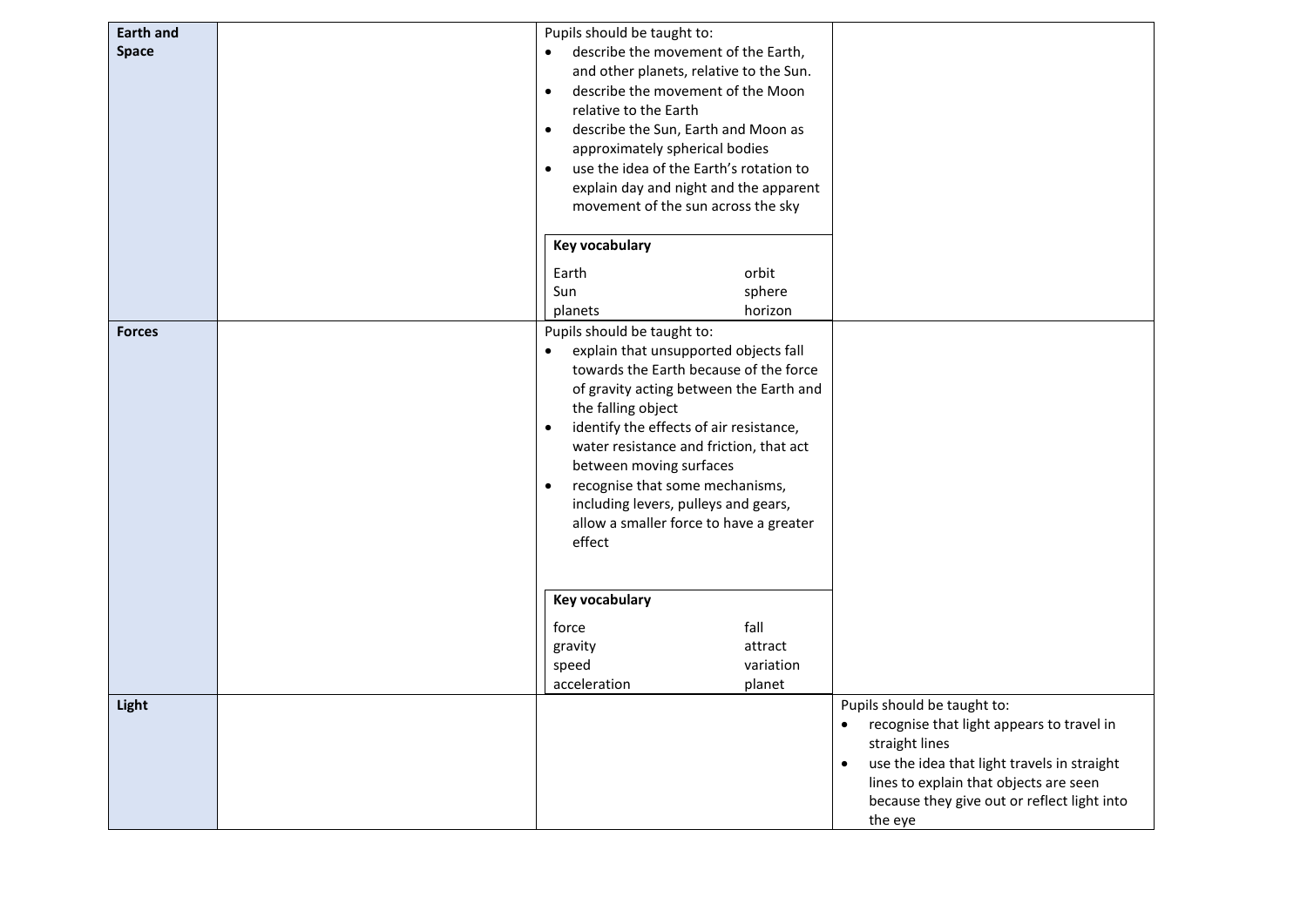| | | | |
|---|---|---|---|
| **Earth and Space** | | Pupils should be taught to:<br>• describe the movement of the Earth, and other planets, relative to the Sun.<br>• describe the movement of the Moon relative to the Earth<br>• describe the Sun, Earth and Moon as approximately spherical bodies<br>• use the idea of the Earth's rotation to explain day and night and the apparent movement of the sun across the sky<br><br>**Key vocabulary**<br>Earth, orbit<br>Sun, sphere<br>planets, horizon | |
| **Forces** | | Pupils should be taught to:<br>• explain that unsupported objects fall towards the Earth because of the force of gravity acting between the Earth and the falling object<br>• identify the effects of air resistance, water resistance and friction, that act between moving surfaces<br>• recognise that some mechanisms, including levers, pulleys and gears, allow a smaller force to have a greater effect<br><br>**Key vocabulary**<br>force, fall<br>gravity, attract<br>speed, variation<br>acceleration, planet | |
| **Light** | | | Pupils should be taught to:<br>• recognise that light appears to travel in straight lines<br>• use the idea that light travels in straight lines to explain that objects are seen because they give out or reflect light into the eye |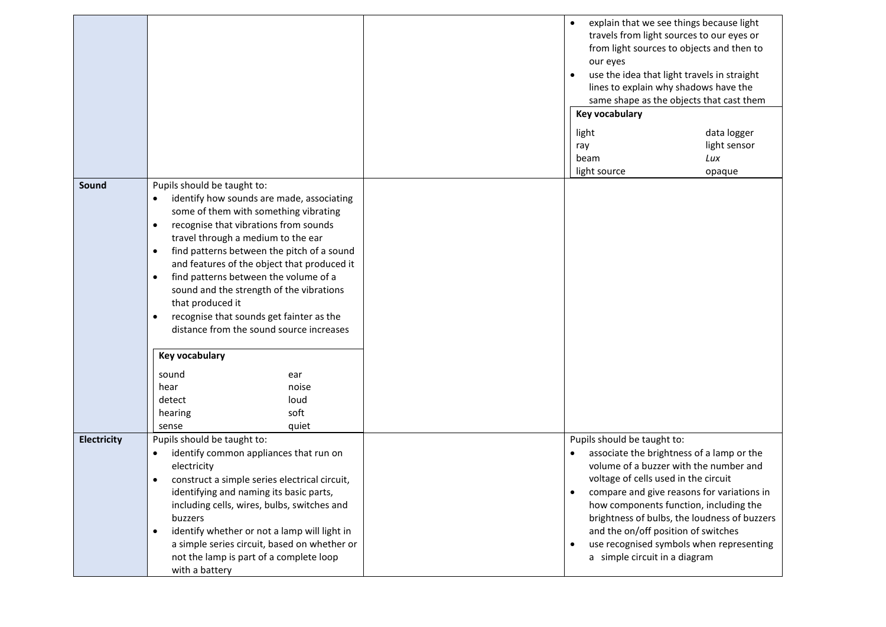| | | | |
|---|---|---|---|
| | | | • explain that we see things because light travels from light sources to our eyes or from light sources to objects and then to our eyes<br>• use the idea that light travels in straight lines to explain why shadows have the same shape as the objects that cast them<br><br>**Key vocabulary**<br>light, ray, beam, light source, data logger, light sensor, *Lux*, opaque |
| **Sound** | Pupils should be taught to:<br>• identify how sounds are made, associating some of them with something vibrating<br>• recognise that vibrations from sounds travel through a medium to the ear<br>• find patterns between the pitch of a sound and features of the object that produced it<br>• find patterns between the volume of a sound and the strength of the vibrations that produced it<br>• recognise that sounds get fainter as the distance from the sound source increases<br><br>**Key vocabulary**<br>sound, hear, detect, hearing, sense, ear, noise, loud, soft, quiet | | |
| **Electricity** | Pupils should be taught to:<br>• identify common appliances that run on electricity<br>• construct a simple series electrical circuit, identifying and naming its basic parts, including cells, wires, bulbs, switches and buzzers<br>• identify whether or not a lamp will light in a simple series circuit, based on whether or not the lamp is part of a complete loop with a battery | | Pupils should be taught to:<br>• associate the brightness of a lamp or the volume of a buzzer with the number and voltage of cells used in the circuit<br>• compare and give reasons for variations in how components function, including the brightness of bulbs, the loudness of buzzers and the on/off position of switches<br>• use recognised symbols when representing a simple circuit in a diagram |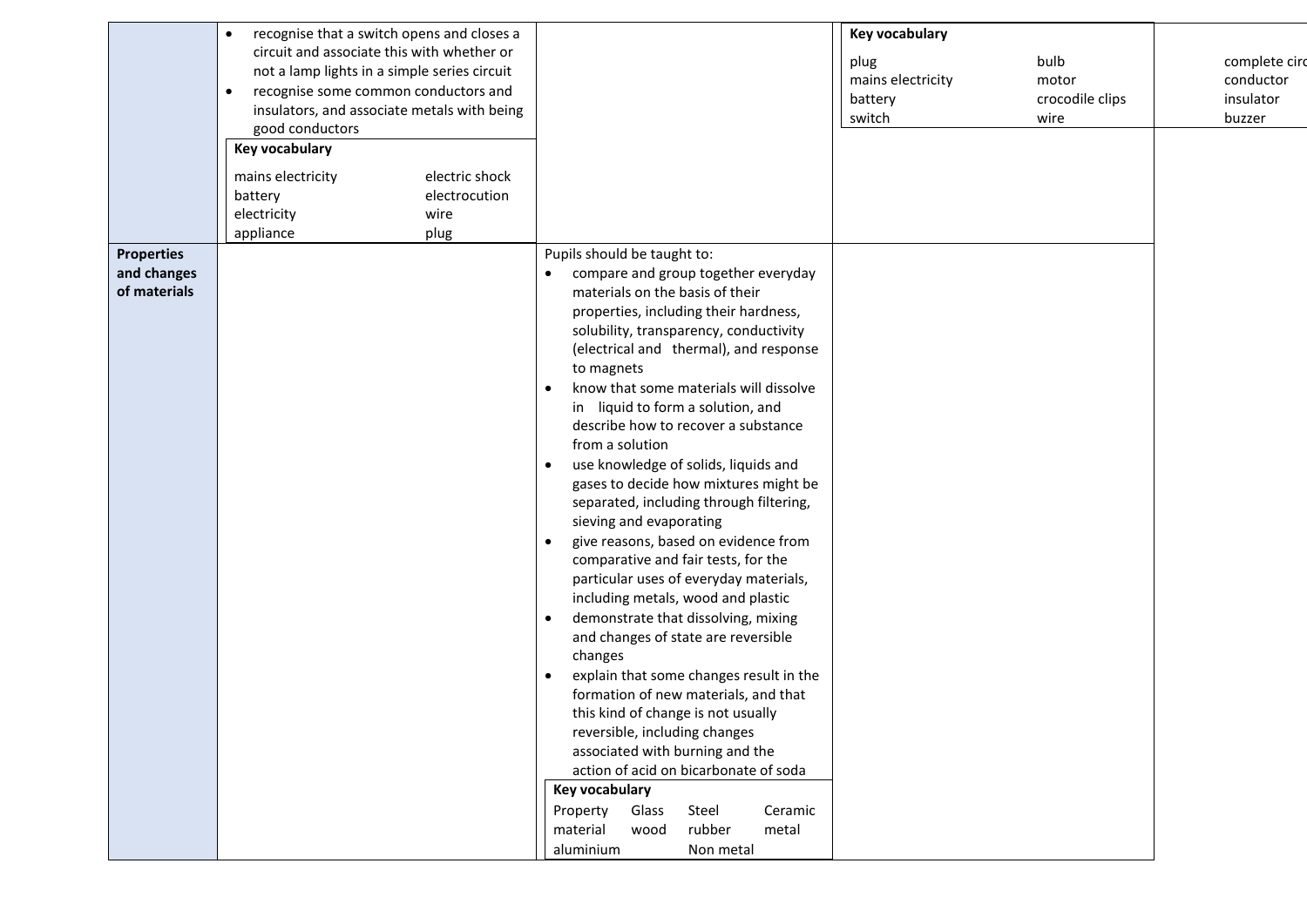| | | | | |
|---|---|---|---|---|
| | • recognise that a switch opens and closes a circuit and associate this with whether or not a lamp lights in a simple series circuit<br>• recognise some common conductors and insulators, and associate metals with being good conductors<br>**Key vocabulary**<br>mains electricity, electric shock, battery, electrocution, electricity, wire, appliance, plug | | **Key vocabulary**<br>plug, bulb, mains electricity, motor, battery, crocodile clips, switch, wire | complete circ<br>conductor<br>insulator<br>buzzer |
| **Properties and changes of materials** | | Pupils should be taught to:<br>• compare and group together everyday materials on the basis of their properties, including their hardness, solubility, transparency, conductivity (electrical and thermal), and response to magnets<br>• know that some materials will dissolve in liquid to form a solution, and describe how to recover a substance from a solution<br>• use knowledge of solids, liquids and gases to decide how mixtures might be separated, including through filtering, sieving and evaporating<br>• give reasons, based on evidence from comparative and fair tests, for the particular uses of everyday materials, including metals, wood and plastic<br>• demonstrate that dissolving, mixing and changes of state are reversible changes<br>• explain that some changes result in the formation of new materials, and that this kind of change is not usually reversible, including changes associated with burning and the action of acid on bicarbonate of soda<br>**Key vocabulary**<br>Property, Glass, Steel, Ceramic, material, wood, rubber, metal, aluminium, Non metal | | |